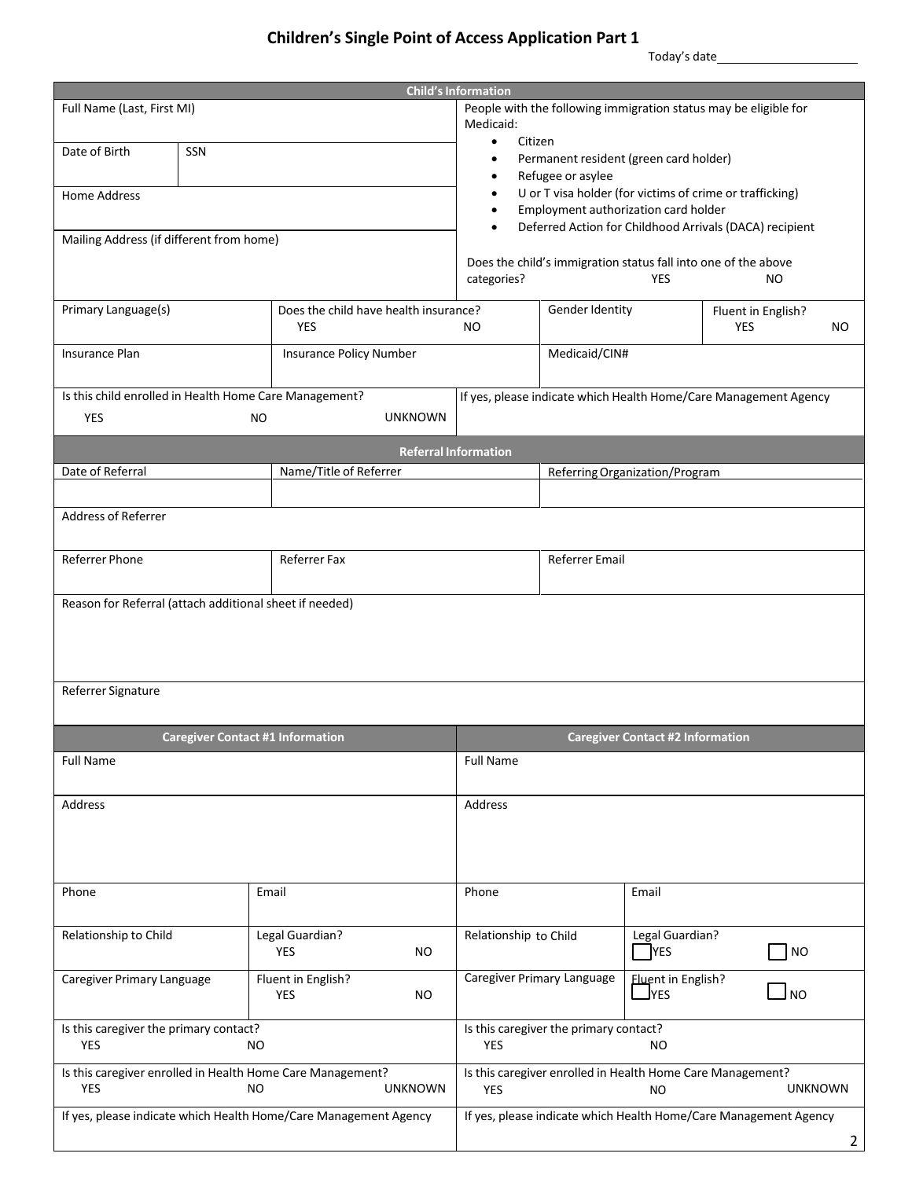# Children's Single Point of Access Application Part 1

Today's date\_\_\_\_\_\_\_\_\_\_\_\_\_\_\_\_\_\_\_\_

## Child's Information

| | | |
|---|---|---|
| Full Name (Last, First MI) | | People with the following immigration status may be eligible for Medicaid:<br>• Citizen<br>• Permanent resident (green card holder)<br>• Refugee or asylee<br>• U or T visa holder (for victims of crime or trafficking)<br>• Employment authorization card holder<br>• Deferred Action for Childhood Arrivals (DACA) recipient<br><br>Does the child's immigration status fall into one of the above categories? YES NO |
| Date of Birth | SSN | |
| Home Address | | |
| Mailing Address (if different from home) | | |

| | | | |
|---|---|---|---|
| Primary Language(s) | Does the child have health insurance? YES NO | Gender Identity | Fluent in English? YES NO |
| Insurance Plan | Insurance Policy Number | Medicaid/CIN# | |

| | |
|---|---|
| Is this child enrolled in Health Home Care Management? YES NO UNKNOWN | If yes, please indicate which Health Home/Care Management Agency |

## Referral Information

| | | |
|---|---|---|
| Date of Referral | Name/Title of Referrer | Referring Organization/Program |
| Address of Referrer | | |
| Referrer Phone | Referrer Fax | Referrer Email |

Reason for Referral (attach additional sheet if needed)

Referrer Signature

## Caregiver Contact Information

| Caregiver Contact #1 Information | | Caregiver Contact #2 Information | |
|---|---|---|---|
| Full Name | | Full Name | |
| Address | | Address | |
| Phone | Email | Phone | Email |
| Relationship to Child | Legal Guardian? YES NO | Relationship to Child | Legal Guardian? ☐ YES ☐ NO |
| Caregiver Primary Language | Fluent in English? YES NO | Caregiver Primary Language | Fluent in English? ☐ YES ☐ NO |
| Is this caregiver the primary contact? YES NO | | Is this caregiver the primary contact? YES NO | |
| Is this caregiver enrolled in Health Home Care Management? YES NO UNKNOWN | | Is this caregiver enrolled in Health Home Care Management? YES NO UNKNOWN | |
| If yes, please indicate which Health Home/Care Management Agency | | If yes, please indicate which Health Home/Care Management Agency | |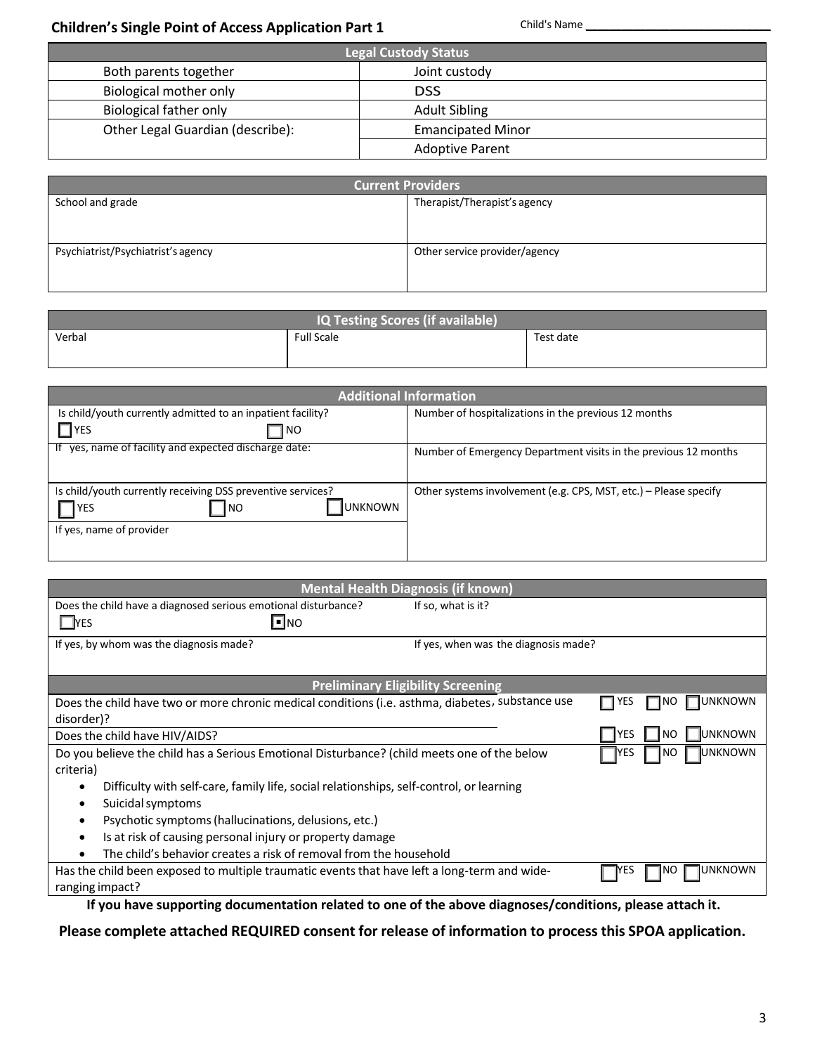## Children's Single Point of Access Application Part 1

Child's Name ___________________________

| Legal Custody Status | |
|---|---|
| Both parents together | Joint custody |
| Biological mother only | DSS |
| Biological father only | Adult Sibling |
| Other Legal Guardian (describe): | Emancipated Minor |
| | Adoptive Parent |

| Current Providers | |
|---|---|
| School and grade | Therapist/Therapist's agency |
| Psychiatrist/Psychiatrist's agency | Other service provider/agency |

| IQ Testing Scores (if available) | | |
|---|---|---|
| Verbal | Full Scale | Test date |

| Additional Information | |
|---|---|
| Is child/youth currently admitted to an inpatient facility? ☐ YES ☐ NO | Number of hospitalizations in the previous 12 months |
| If yes, name of facility and expected discharge date: | Number of Emergency Department visits in the previous 12 months |
| Is child/youth currently receiving DSS preventive services? ☐ YES ☐ NO ☐ UNKNOWN | Other systems involvement (e.g. CPS, MST, etc.) – Please specify |
| If yes, name of provider | |

| Mental Health Diagnosis (if known) | |
|---|---|
| Does the child have a diagnosed serious emotional disturbance? ☐ YES ☒ NO | If so, what is it? |
| If yes, by whom was the diagnosis made? | If yes, when was the diagnosis made? |

| Preliminary Eligibility Screening | |
|---|---|
| Does the child have two or more chronic medical conditions (i.e. asthma, diabetes, substance use disorder)? | ☐ YES ☐ NO ☐ UNKNOWN |
| Does the child have HIV/AIDS? | ☐ YES ☐ NO ☐ UNKNOWN |
| Do you believe the child has a Serious Emotional Disturbance? (child meets one of the below criteria)<br>• Difficulty with self-care, family life, social relationships, self-control, or learning<br>• Suicidal symptoms<br>• Psychotic symptoms (hallucinations, delusions, etc.)<br>• Is at risk of causing personal injury or property damage<br>• The child's behavior creates a risk of removal from the household | ☐ YES ☐ NO ☐ UNKNOWN |
| Has the child been exposed to multiple traumatic events that have left a long-term and wide-ranging impact? | ☐ YES ☐ NO ☐ UNKNOWN |

**If you have supporting documentation related to one of the above diagnoses/conditions, please attach it.**

**Please complete attached REQUIRED consent for release of information to process this SPOA application.**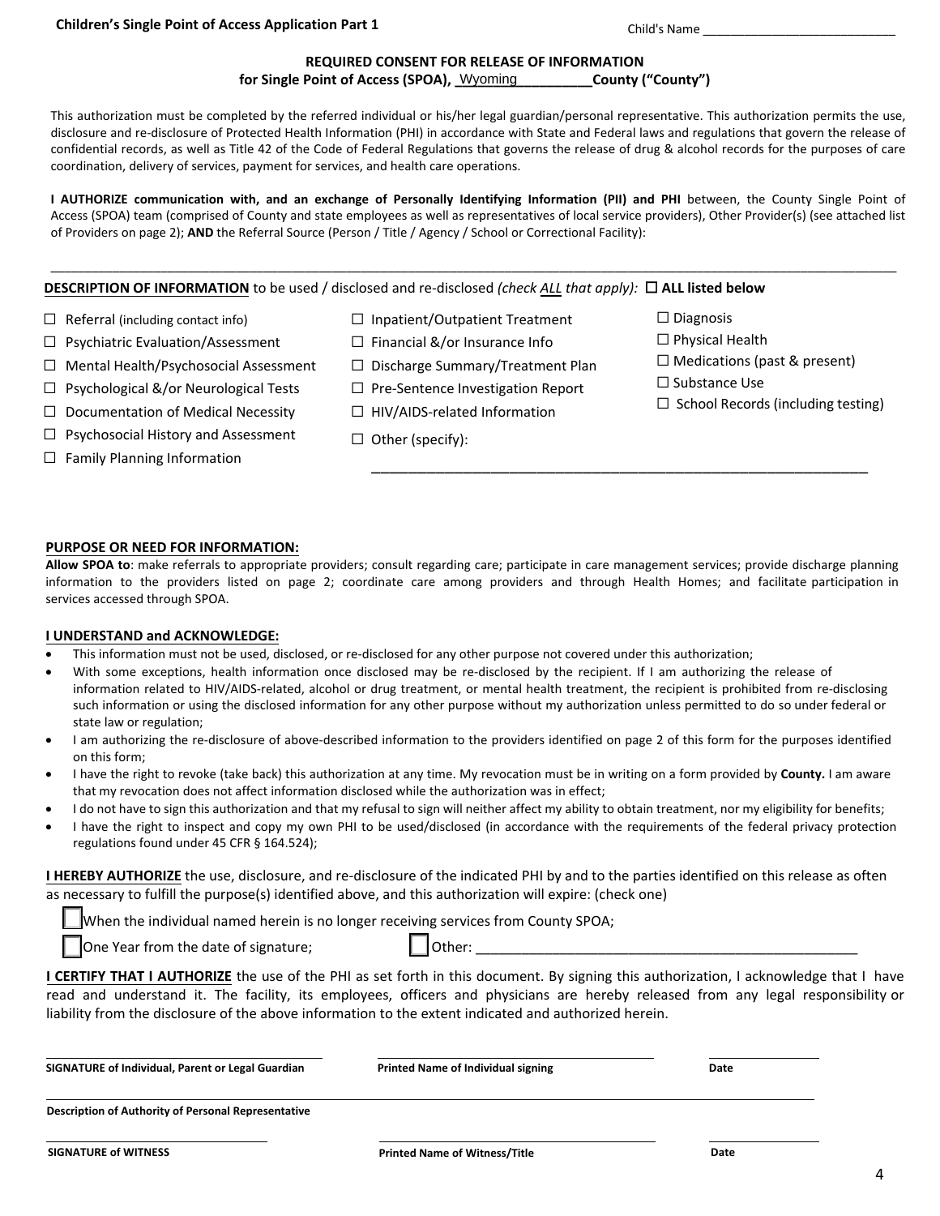**Children's Single Point of Access Application Part 1**

Child's Name ___________________________

### REQUIRED CONSENT FOR RELEASE OF INFORMATION
### for Single Point of Access (SPOA), Wyoming County ("County")

This authorization must be completed by the referred individual or his/her legal guardian/personal representative. This authorization permits the use, disclosure and re-disclosure of Protected Health Information (PHI) in accordance with State and Federal laws and regulations that govern the release of confidential records, as well as Title 42 of the Code of Federal Regulations that governs the release of drug & alcohol records for the purposes of care coordination, delivery of services, payment for services, and health care operations.

**I AUTHORIZE communication with, and an exchange of Personally Identifying Information (PII) and PHI** between, the County Single Point of Access (SPOA) team (comprised of County and state employees as well as representatives of local service providers), Other Provider(s) (see attached list of Providers on page 2); **AND** the Referral Source (Person / Title / Agency / School or Correctional Facility):

______________________________________________________________________________________________

**DESCRIPTION OF INFORMATION** to be used / disclosed and re-disclosed *(check ALL that apply):* ☐ **ALL listed below**

- ☐ Referral (including contact info)
- ☐ Psychiatric Evaluation/Assessment
- ☐ Mental Health/Psychosocial Assessment
- ☐ Psychological &/or Neurological Tests
- ☐ Documentation of Medical Necessity
- ☐ Psychosocial History and Assessment
- ☐ Family Planning Information
- ☐ Inpatient/Outpatient Treatment
- ☐ Financial &/or Insurance Info
- ☐ Discharge Summary/Treatment Plan
- ☐ Pre-Sentence Investigation Report
- ☐ HIV/AIDS-related Information
- ☐ Other (specify): ______________________________________________
- ☐ Diagnosis
- ☐ Physical Health
- ☐ Medications (past & present)
- ☐ Substance Use
- ☐ School Records (including testing)

**PURPOSE OR NEED FOR INFORMATION:**

**Allow SPOA to**: make referrals to appropriate providers; consult regarding care; participate in care management services; provide discharge planning information to the providers listed on page 2; coordinate care among providers and through Health Homes; and facilitate participation in services accessed through SPOA.

**I UNDERSTAND and ACKNOWLEDGE:**

- This information must not be used, disclosed, or re-disclosed for any other purpose not covered under this authorization;
- With some exceptions, health information once disclosed may be re-disclosed by the recipient. If I am authorizing the release of information related to HIV/AIDS-related, alcohol or drug treatment, or mental health treatment, the recipient is prohibited from re-disclosing such information or using the disclosed information for any other purpose without my authorization unless permitted to do so under federal or state law or regulation;
- I am authorizing the re-disclosure of above-described information to the providers identified on page 2 of this form for the purposes identified on this form;
- I have the right to revoke (take back) this authorization at any time. My revocation must be in writing on a form provided by **County.** I am aware that my revocation does not affect information disclosed while the authorization was in effect;
- I do not have to sign this authorization and that my refusal to sign will neither affect my ability to obtain treatment, nor my eligibility for benefits;
- I have the right to inspect and copy my own PHI to be used/disclosed (in accordance with the requirements of the federal privacy protection regulations found under 45 CFR § 164.524);

**I HEREBY AUTHORIZE** the use, disclosure, and re-disclosure of the indicated PHI by and to the parties identified on this release as often as necessary to fulfill the purpose(s) identified above, and this authorization will expire: (check one)

- ☐ When the individual named herein is no longer receiving services from County SPOA;
- ☐ One Year from the date of signature;
- ☐ Other: ______________________________________________

**I CERTIFY THAT I AUTHORIZE** the use of the PHI as set forth in this document. By signing this authorization, I acknowledge that I have read and understand it. The facility, its employees, officers and physicians are hereby released from any legal responsibility or liability from the disclosure of the above information to the extent indicated and authorized herein.

| **SIGNATURE of Individual, Parent or Legal Guardian** | **Printed Name of Individual signing** | **Date** |
|---|---|---|

**Description of Authority of Personal Representative**

| **SIGNATURE of WITNESS** | **Printed Name of Witness/Title** | **Date** |
|---|---|---|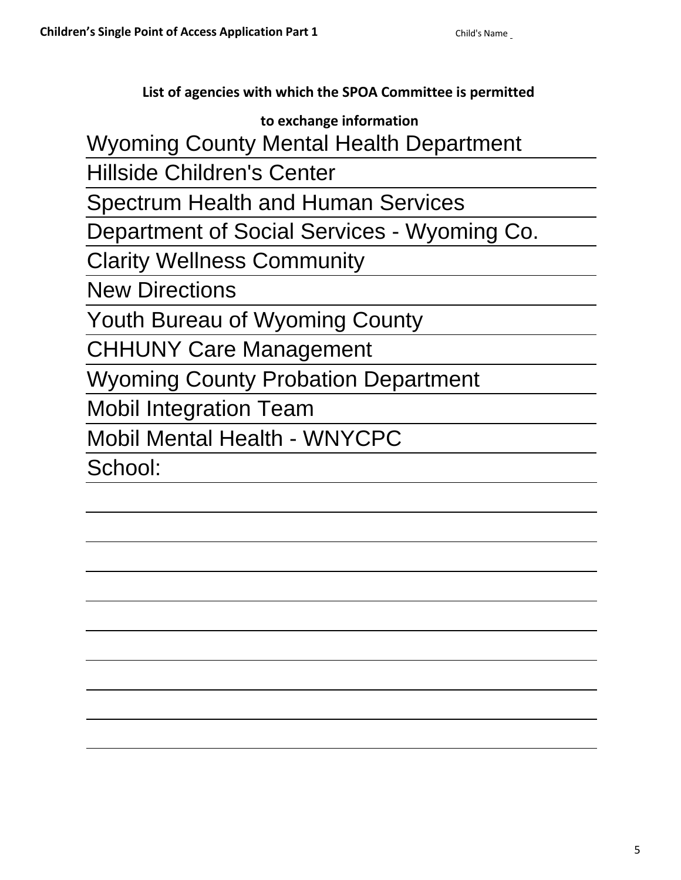**List of agencies with which the SPOA Committee is permitted**

**to exchange information**

Wyoming County Mental Health Department

Hillside Children's Center

Spectrum Health and Human Services

Department of Social Services - Wyoming Co.

Clarity Wellness Community

New Directions

Youth Bureau of Wyoming County

CHHUNY Care Management

Wyoming County Probation Department

Mobil Integration Team

Mobil Mental Health - WNYCPC

School: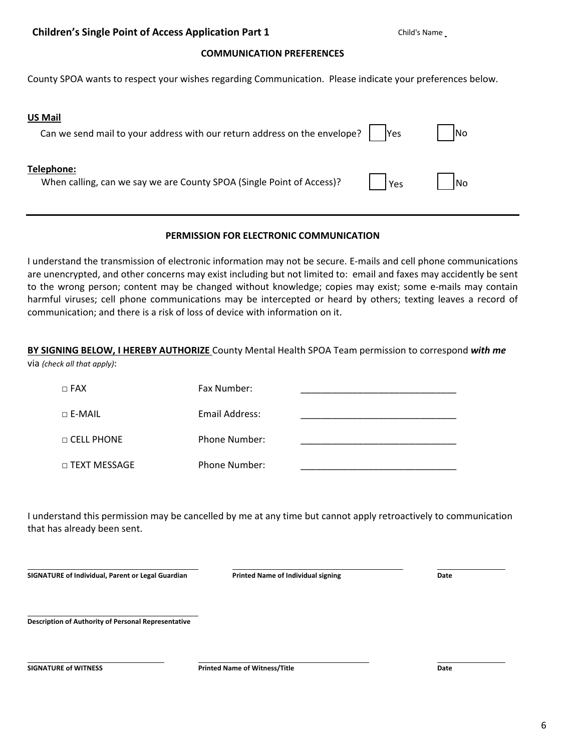**Children's Single Point of Access Application Part 1** Child's Name

### COMMUNICATION PREFERENCES

County SPOA wants to respect your wishes regarding Communication. Please indicate your preferences below.

**US Mail**

Can we send mail to your address with our return address on the envelope? ☐ Yes ☐ No

**Telephone:**

When calling, can we say we are County SPOA (Single Point of Access)? ☐ Yes ☐ No

---

### PERMISSION FOR ELECTRONIC COMMUNICATION

I understand the transmission of electronic information may not be secure. E-mails and cell phone communications are unencrypted, and other concerns may exist including but not limited to: email and faxes may accidently be sent to the wrong person; content may be changed without knowledge; copies may exist; some e-mails may contain harmful viruses; cell phone communications may be intercepted or heard by others; texting leaves a record of communication; and there is a risk of loss of device with information on it.

**BY SIGNING BELOW, I HEREBY AUTHORIZE** County Mental Health SPOA Team permission to correspond ***with me*** via *(check all that apply)*:

| | | |
|---|---|---|
| □ FAX | Fax Number: | ______________________________ |
| □ E-MAIL | Email Address: | ______________________________ |
| □ CELL PHONE | Phone Number: | ______________________________ |
| □ TEXT MESSAGE | Phone Number: | ______________________________ |

I understand this permission may be cancelled by me at any time but cannot apply retroactively to communication that has already been sent.

| | | |
|---|---|---|
| **SIGNATURE of Individual, Parent or Legal Guardian** | **Printed Name of Individual signing** | **Date** |

**Description of Authority of Personal Representative**

| | | |
|---|---|---|
| **SIGNATURE of WITNESS** | **Printed Name of Witness/Title** | **Date** |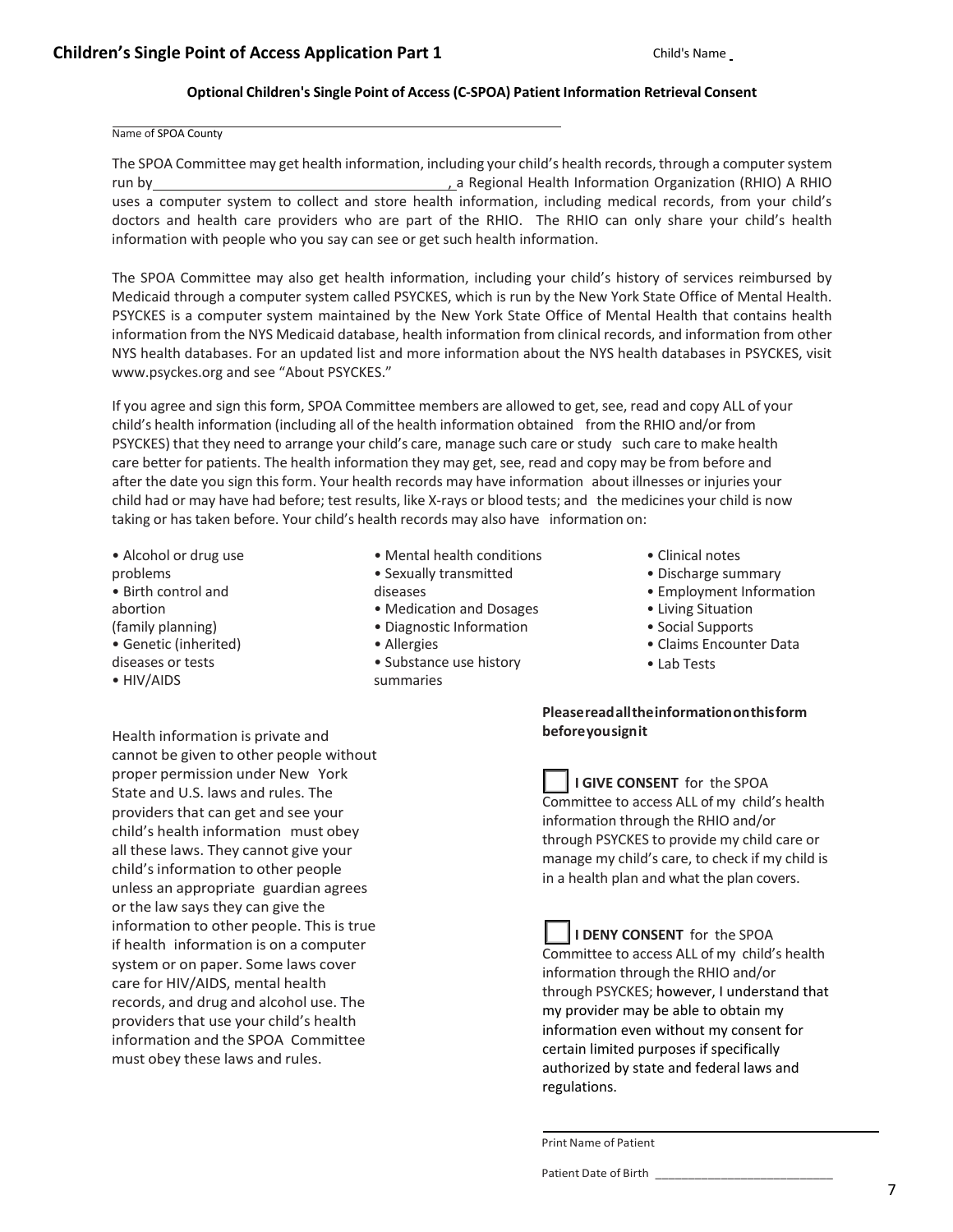## Children's Single Point of Access Application Part 1

Child's Name \_\_\_\_\_\_\_\_\_\_\_\_\_\_\_\_\_\_\_\_\_\_\_\_\_\_\_\_

### Optional Children's Single Point of Access (C-SPOA) Patient Information Retrieval Consent

\_\_\_\_\_\_\_\_\_\_\_\_\_\_\_\_\_\_\_\_\_\_\_\_\_\_\_\_\_\_\_\_\_\_\_\_\_\_\_\_\_\_\_\_\_\_\_\_\_\_\_\_
Name of SPOA County

The SPOA Committee may get health information, including your child's health records, through a computer system run by \_\_\_\_\_\_\_\_\_\_\_\_\_\_\_\_\_\_\_\_\_\_\_\_\_\_\_\_\_\_\_\_\_\_\_\_\_\_\_\_, a Regional Health Information Organization (RHIO) A RHIO uses a computer system to collect and store health information, including medical records, from your child's doctors and health care providers who are part of the RHIO. The RHIO can only share your child's health information with people who you say can see or get such health information.

The SPOA Committee may also get health information, including your child's history of services reimbursed by Medicaid through a computer system called PSYCKES, which is run by the New York State Office of Mental Health. PSYCKES is a computer system maintained by the New York State Office of Mental Health that contains health information from the NYS Medicaid database, health information from clinical records, and information from other NYS health databases. For an updated list and more information about the NYS health databases in PSYCKES, visit www.psyckes.org and see "About PSYCKES."

If you agree and sign this form, SPOA Committee members are allowed to get, see, read and copy ALL of your child's health information (including all of the health information obtained from the RHIO and/or from PSYCKES) that they need to arrange your child's care, manage such care or study such care to make health care better for patients. The health information they may get, see, read and copy may be from before and after the date you sign this form. Your health records may have information about illnesses or injuries your child had or may have had before; test results, like X-rays or blood tests; and the medicines your child is now taking or has taken before. Your child's health records may also have information on:

- Alcohol or drug use problems
- Birth control and abortion (family planning)
- Genetic (inherited) diseases or tests
- HIV/AIDS
- Mental health conditions
- Sexually transmitted diseases
- Medication and Dosages
- Diagnostic Information
- Allergies
- Substance use history summaries
- Clinical notes
- Discharge summary
- Employment Information
- Living Situation
- Social Supports
- Claims Encounter Data
- Lab Tests

Health information is private and cannot be given to other people without proper permission under New York State and U.S. laws and rules. The providers that can get and see your child's health information must obey all these laws. They cannot give your child's information to other people unless an appropriate guardian agrees or the law says they can give the information to other people. This is true if health information is on a computer system or on paper. Some laws cover care for HIV/AIDS, mental health records, and drug and alcohol use. The providers that use your child's health information and the SPOA Committee must obey these laws and rules.

**Please read all the information on this form before you sign it**

☐ **I GIVE CONSENT** for the SPOA Committee to access ALL of my child's health information through the RHIO and/or through PSYCKES to provide my child care or manage my child's care, to check if my child is in a health plan and what the plan covers.

☐ **I DENY CONSENT** for the SPOA Committee to access ALL of my child's health information through the RHIO and/or through PSYCKES; however, I understand that my provider may be able to obtain my information even without my consent for certain limited purposes if specifically authorized by state and federal laws and regulations.

\_\_\_\_\_\_\_\_\_\_\_\_\_\_\_\_\_\_\_\_\_\_\_\_\_\_\_\_\_\_\_\_\_\_\_\_\_\_\_\_
Print Name of Patient

Patient Date of Birth \_\_\_\_\_\_\_\_\_\_\_\_\_\_\_\_\_\_\_\_\_\_\_\_\_\_\_\_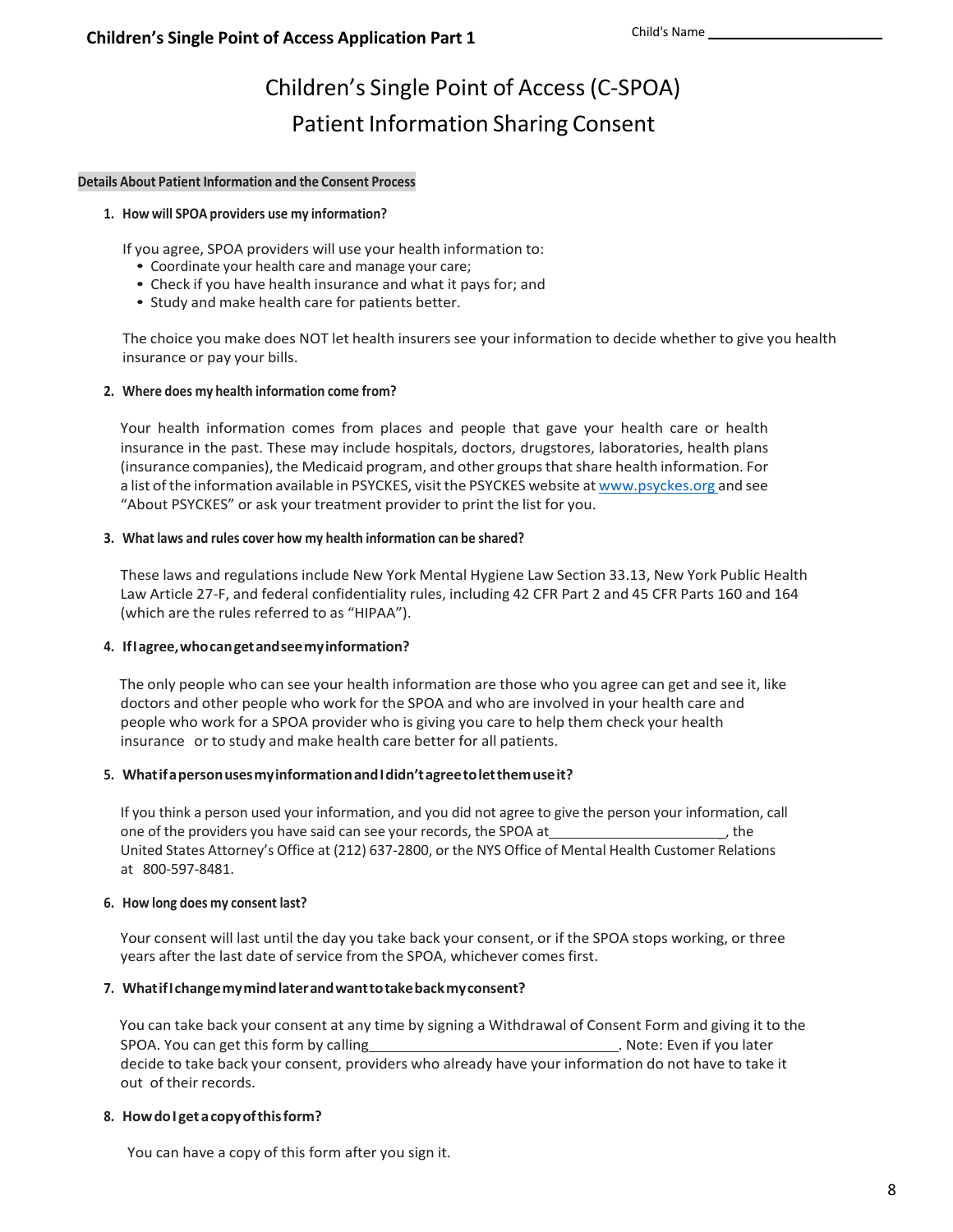Child's Name ________________________

# Children's Single Point of Access (C-SPOA) Patient Information Sharing Consent

### Details About Patient Information and the Consent Process

**1. How will SPOA providers use my information?**

If you agree, SPOA providers will use your health information to:

- Coordinate your health care and manage your care;
- Check if you have health insurance and what it pays for; and
- Study and make health care for patients better.

The choice you make does NOT let health insurers see your information to decide whether to give you health insurance or pay your bills.

**2. Where does my health information come from?**

Your health information comes from places and people that gave your health care or health insurance in the past. These may include hospitals, doctors, drugstores, laboratories, health plans (insurance companies), the Medicaid program, and other groups that share health information. For a list of the information available in PSYCKES, visit the PSYCKES website at www.psyckes.org and see "About PSYCKES" or ask your treatment provider to print the list for you.

**3. What laws and rules cover how my health information can be shared?**

These laws and regulations include New York Mental Hygiene Law Section 33.13, New York Public Health Law Article 27-F, and federal confidentiality rules, including 42 CFR Part 2 and 45 CFR Parts 160 and 164 (which are the rules referred to as "HIPAA").

**4. If I agree, who can get and see my information?**

The only people who can see your health information are those who you agree can get and see it, like doctors and other people who work for the SPOA and who are involved in your health care and people who work for a SPOA provider who is giving you care to help them check your health insurance or to study and make health care better for all patients.

**5. What if a person uses my information and I didn't agree to let them use it?**

If you think a person used your information, and you did not agree to give the person your information, call one of the providers you have said can see your records, the SPOA at________________________, the United States Attorney's Office at (212) 637-2800, or the NYS Office of Mental Health Customer Relations at 800-597-8481.

**6. How long does my consent last?**

Your consent will last until the day you take back your consent, or if the SPOA stops working, or three years after the last date of service from the SPOA, whichever comes first.

**7. What if I change my mind later and want to take back my consent?**

You can take back your consent at any time by signing a Withdrawal of Consent Form and giving it to the SPOA. You can get this form by calling________________________________. Note: Even if you later decide to take back your consent, providers who already have your information do not have to take it out of their records.

**8. How do I get a copy of this form?**

You can have a copy of this form after you sign it.